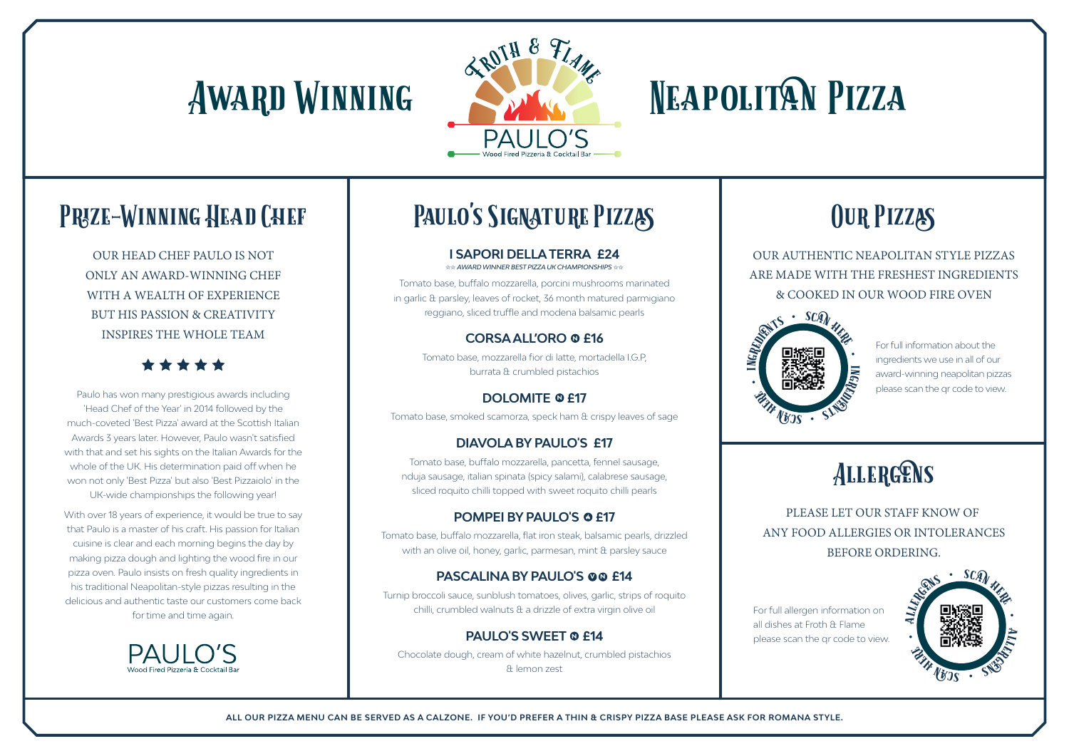# Award Winning Neapolitan Pizza

FROTH & FLAME

PAULO'S

Wood Fired Pizzeria & Cocktail Bar

## Prize-Winning Head Chef

OUR HEAD CHEF PAULO IS NOT ONLY AN AWARD-WINNING CHEF WITH A WEALTH OF EXPERIENCE BUT HIS PASSION & CREATIVITY INSPIRES THE WHOLE TEAM

★★★★★

Paulo has won many prestigious awards including 'Head Chef of the Year' in 2014 followed by the much-coveted 'Best Pizza' award at the Scottish Italian Awards 3 years later. However, Paulo wasn't satisfied with that and set his sights on the Italian Awards for the whole of the UK. His determination paid off when he won not only 'Best Pizza' but also 'Best Pizzaiolo' in the UK-wide championships the following year!

With over 18 years of experience, it would be true to say that Paulo is a master of his craft. His passion for Italian cuisine is clear and each morning begins the day by making pizza dough and lighting the wood fire in our pizza oven. Paulo insists on fresh quality ingredients in his traditional Neapolitan-style pizzas resulting in the delicious and authentic taste our customers come back for time and time again.

PAULO'S

Wood Fired Pizzeria & Cocktail Bar

## Paulo's Signature Pizzas

### I SAPORI DELLA TERRA £24

*☆☆ AWARD WINNER BEST PIZZA UK CHAMPIONSHIPS ☆☆*

Tomato base, buffalo mozzarella, porcini mushrooms marinated in garlic & parsley, leaves of rocket, 36 month matured parmigiano reggiano, sliced truffle and modena balsamic pearls

### CORSA ALL'ORO ⓝ £16

Tomato base, mozzarella fior di latte, mortadella I.G.P, burrata & crumbled pistachios

### DOLOMITE ⓝ £17

Tomato base, smoked scamorza, speck ham & crispy leaves of sage

### DIAVOLA BY PAULO'S £17

Tomato base, buffalo mozzarella, pancetta, fennel sausage, nduja sausage, italian spinata (spicy salami), calabrese sausage, sliced roquito chilli topped with sweet roquito chilli pearls

### POMPEI BY PAULO'S ⓝ £17

Tomato base, buffalo mozzarella, flat iron steak, balsamic pearls, drizzled with an olive oil, honey, garlic, parmesan, mint & parsley sauce

### PASCALINA BY PAULO'S ⓥⓝ £14

Turnip broccoli sauce, sunblush tomatoes, olives, garlic, strips of roquito chilli, crumbled walnuts & a drizzle of extra virgin olive oil

### PAULO'S SWEET ⓝ £14

Chocolate dough, cream of white hazelnut, crumbled pistachios & lemon zest

## Our Pizzas

OUR AUTHENTIC NEAPOLITAN STYLE PIZZAS ARE MADE WITH THE FRESHEST INGREDIENTS & COOKED IN OUR WOOD FIRE OVEN

INGREDIENTS • SCAN HERE •

For full information about the ingredients we use in all of our award-winning neapolitan pizzas please scan the qr code to view.

## Allergens

PLEASE LET OUR STAFF KNOW OF ANY FOOD ALLERGIES OR INTOLERANCES BEFORE ORDERING.

For full allergen information on all dishes at Froth & Flame please scan the qr code to view.

ALLERGENS • SCAN HERE •

**ALL OUR PIZZA MENU CAN BE SERVED AS A CALZONE. IF YOU'D PREFER A THIN & CRISPY PIZZA BASE PLEASE ASK FOR ROMANA STYLE.**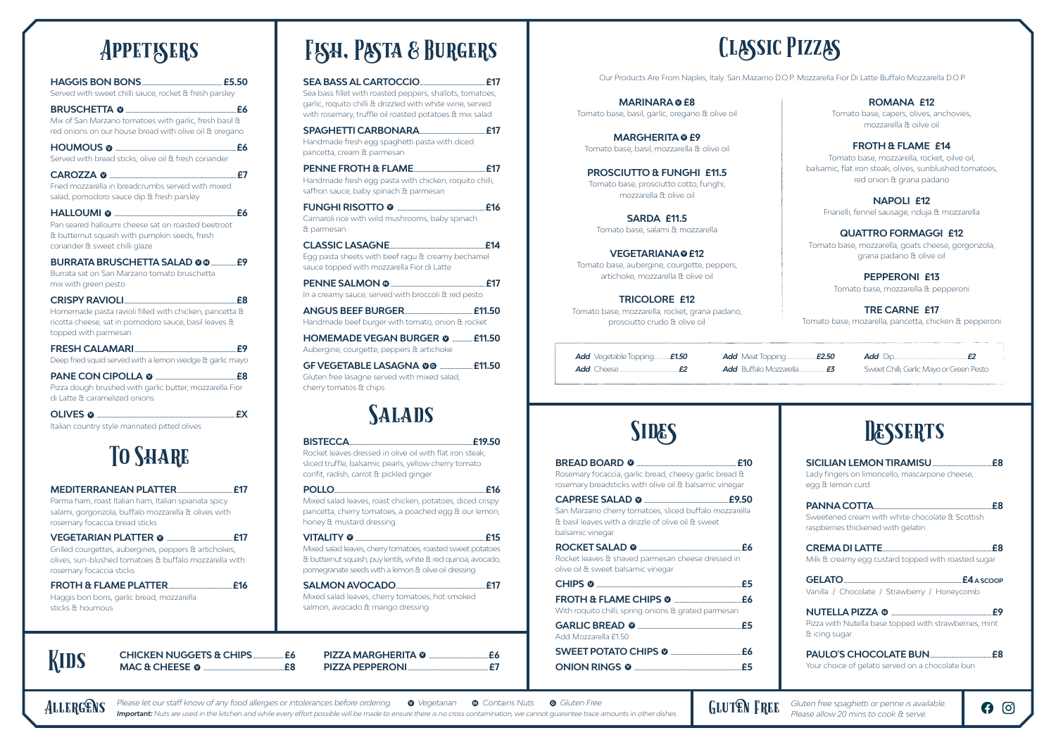# Appetisers

**HAGGIS BON BONS** .......... **£5.50**
Served with sweet chilli sauce, rocket & fresh parsley

**BRUSCHETTA** Ⓥ .......... **£6**
Mix of San Marzano tomatoes with garlic, fresh basil & red onions on our house bread with olive oil & oregano

**HOUMOUS** Ⓥ .......... **£6**
Served with bread sticks, olive oil & fresh coriander

**CAROZZA** Ⓥ .......... **£7**
Fried mozzarella in breadcrumbs served with mixed salad, pomodoro sauce dip & fresh parsley

**HALLOUMI** Ⓥ .......... **£6**
Pan seared halloumi cheese sat on roasted beetroot & butternut squash with pumpkin seeds, fresh coriander & sweet chilli glaze

**BURRATA BRUSCHETTA SALAD** Ⓥ Ⓝ .......... **£9**
Burrata sat on San Marzano tomato bruschetta mix with green pesto

**CRISPY RAVIOLI** .......... **£8**
Homemade pasta ravioli filled with chicken, pancetta & ricotta cheese, sat in pomodoro sauce, basil leaves & topped with parmesan

**FRESH CALAMARI** .......... **£9**
Deep fried squid served with a lemon wedge & garlic mayo

**PANE CON CIPOLLA** Ⓥ .......... **£8**
Pizza dough brushed with garlic butter, mozzarella Fior di Latte & caramelized onions

**OLIVES** Ⓥ .......... **£X**
Italian country style marinated pitted olives

# To Share

**MEDITERRANEAN PLATTER** .......... **£17**
Parma ham, roast Italian ham, Italian spianata spicy salami, gorgonzola, buffalo mozzarella & olives with rosemary focaccia bread sticks

**VEGETARIAN PLATTER** Ⓥ .......... **£17**
Grilled courgettes, aubergines, peppers & artichokes, olives, sun-blushed tomatoes & buffalo mozzarella with rosemary focaccia sticks

**FROTH & FLAME PLATTER** .......... **£16**
Haggis bon bons, garlic bread, mozzarella sticks & houmous

# Fish, Pasta & Burgers

**SEA BASS AL CARTOCCIO** .......... **£17**
Sea bass fillet with roasted peppers, shallots, tomatoes, garlic, roquito chilli & drizzled with white wine, served with rosemary, truffle oil roasted potatoes & mix salad

**SPAGHETTI CARBONARA** .......... **£17**
Handmade fresh egg spaghetti pasta with diced pancetta, cream & parmesan

**PENNE FROTH & FLAME** .......... **£17**
Handmade fresh egg pasta with chicken, roquito chilli, saffron sauce, baby spinach & parmesan

**FUNGHI RISOTTO** Ⓥ .......... **£16**
Carnaroli rice with wild mushrooms, baby spinach & parmesan

**CLASSIC LASAGNE** .......... **£14**
Egg pasta sheets with beef ragu & creamy bechamel sauce topped with mozzarella Fior di Latte

**PENNE SALMON** Ⓝ .......... **£17**
In a creamy sauce, served with broccoli & red pesto

**ANGUS BEEF BURGER** .......... **£11.50**
Handmade beef burger with tomato, onion & rocket

**HOMEMADE VEGAN BURGER** Ⓥ .......... **£11.50**
Aubergine, courgette, peppers & artichoke

**GF VEGETABLE LASAGNA** Ⓥ Ⓖ .......... **£11.50**
Gluten free lasagne served with mixed salad, cherry tomatos & chips

# Salads

**BISTECCA** .......... **£19.50**
Rocket leaves dressed in olive oil with flat iron steak, sliced truffle, balsamic pearls, yellow cherry tomato confit, radish, carrot & pickled ginger

**POLLO** .......... **£16**
Mixed salad leaves, roast chicken, potatoes, diced crispy pancetta, cherry tomatoes, a poached egg & our lemon, honey & mustard dressing

**VITALITY** Ⓥ .......... **£15**
Mixed salad leaves, cherry tomatoes, roasted sweet potatoes & butternut squash, puy lentils, white & red quinoa, avocado, pomegranate seeds with a lemon & olive oil dressing

**SALMON AVOCADO** .......... **£17**
Mixed salad leaves, cherry tomatoes, hot smoked salmon, avocado & mango dressing

# Kids

**CHICKEN NUGGETS & CHIPS** .......... **£6**
**MAC & CHEESE** Ⓥ .......... **£8**
**PIZZA MARGHERITA** Ⓥ .......... **£6**
**PIZZA PEPPERONI** .......... **£7**

# Classic Pizzas

Our Products Are From Naples, Italy. San Mazarno D.O.P. Mozzarella Fior Di Latte Buffalo Mozzarella D.O.P

**MARINARA** Ⓥ **£8**
Tomato base, basil, garlic, oregano & olive oil

**MARGHERITA** Ⓥ **£9**
Tomato base, basil, mozzarella & olive oil

**PROSCIUTTO & FUNGHI £11.5**
Tomato base, prosciutto cotto, funghi, mozzarella & olive oil

**SARDA £11.5**
Tomato base, salami & mozzarella

**VEGETARIANA** Ⓥ **£12**
Tomato base, aubergine, courgette, peppers, artichoke, mozzarella & olive oil

**TRICOLORE £12**
Tomato base, mozzarella, rocket, grana padano, prosciutto crudo & olive oil

**ROMANA £12**
Tomato base, capers, olives, anchovies, mozzarella & oilve oil

**FROTH & FLAME £14**
Tomato base, mozzarella, rocket, oilve oil, balsamic, flat iron steak, olives, sunblushed tomatoes, red onion & grana padano

**NAPOLI £12**
Friarielli, fennel sausage, nduja & mozzarella

**QUATTRO FORMAGGI £12**
Tomato base, mozzarella, goats cheese, gorgonzola, grana padano & olive oil

**PEPPERONI £13**
Tomato base, mozzarella & pepperoni

**TRE CARNE £17**
Tomato base, mozarella, pancetta, chicken & pepperoni

*Add* Vegetable Topping .......... *£1.50*
*Add* Cheese .......... *£2*
*Add* Meat Topping .......... *£2.50*
*Add* Buffalo Mozzarella .......... *£3*
*Add* Dip .......... *£2*
Sweet Chilli, Garlic Mayo or Green Pesto

# Sides

**BREAD BOARD** Ⓥ .......... **£10**
Rosemary focaccia, garlic bread, cheesy garlic bread & rosemary breadsticks with olive oil & balsamic vinegar

**CAPRESE SALAD** Ⓥ .......... **£9.50**
San Marzano cherry tomatoes, sliced buffalo mozzarella & basil leaves with a drizzle of olive oil & sweet balsamic vinegar

**ROCKET SALAD** Ⓥ .......... **£6**
Rocket leaves & shaved parmesan cheese dressed in olive oil & sweet balsamic vinegar

**CHIPS** Ⓥ .......... **£5**

**FROTH & FLAME CHIPS** Ⓥ .......... **£6**
With roquito chilli, spring onions & grated parmesan

**GARLIC BREAD** Ⓥ .......... **£5**
Add Mozzarella £1.50

**SWEET POTATO CHIPS** Ⓥ .......... **£6**

**ONION RINGS** Ⓥ .......... **£5**

# Desserts

**SICILIAN LEMON TIRAMISU** .......... **£8**
Lady fingers on limoncello, mascarpone cheese, egg & lemon curd

**PANNA COTTA** .......... **£8**
Sweetened cream with white chocolate & Scottish raspberries thickened with gelatin

**CREMA DI LATTE** .......... **£8**
Milk & creamy egg custard topped with roasted sugar

**GELATO** .......... **£4 A SCOOP**
Vanilla / Chocolate / Strawberry / Honeycomb

**NUTELLA PIZZA** Ⓝ .......... **£9**
Pizza with Nutella base topped with strawberries, mint & icing sugar

**PAULO'S CHOCOLATE BUN** .......... **£8**
Your choice of gelato served on a chocolate bun

# Allergens

*Please let our staff know of any food allergies or intolerances before ordering.* Ⓥ *Vegetarian* Ⓝ *Contains Nuts* Ⓖ *Gluten Free*

***Important:*** *Nuts are used in the kitchen and while every effort possible will be made to ensure there is no cross contamination, we cannot guarantee trace amounts in other dishes.*

# Gluten Free

*Gluten free spaghetti or penne is available. Please allow 20 mins to cook & serve.*